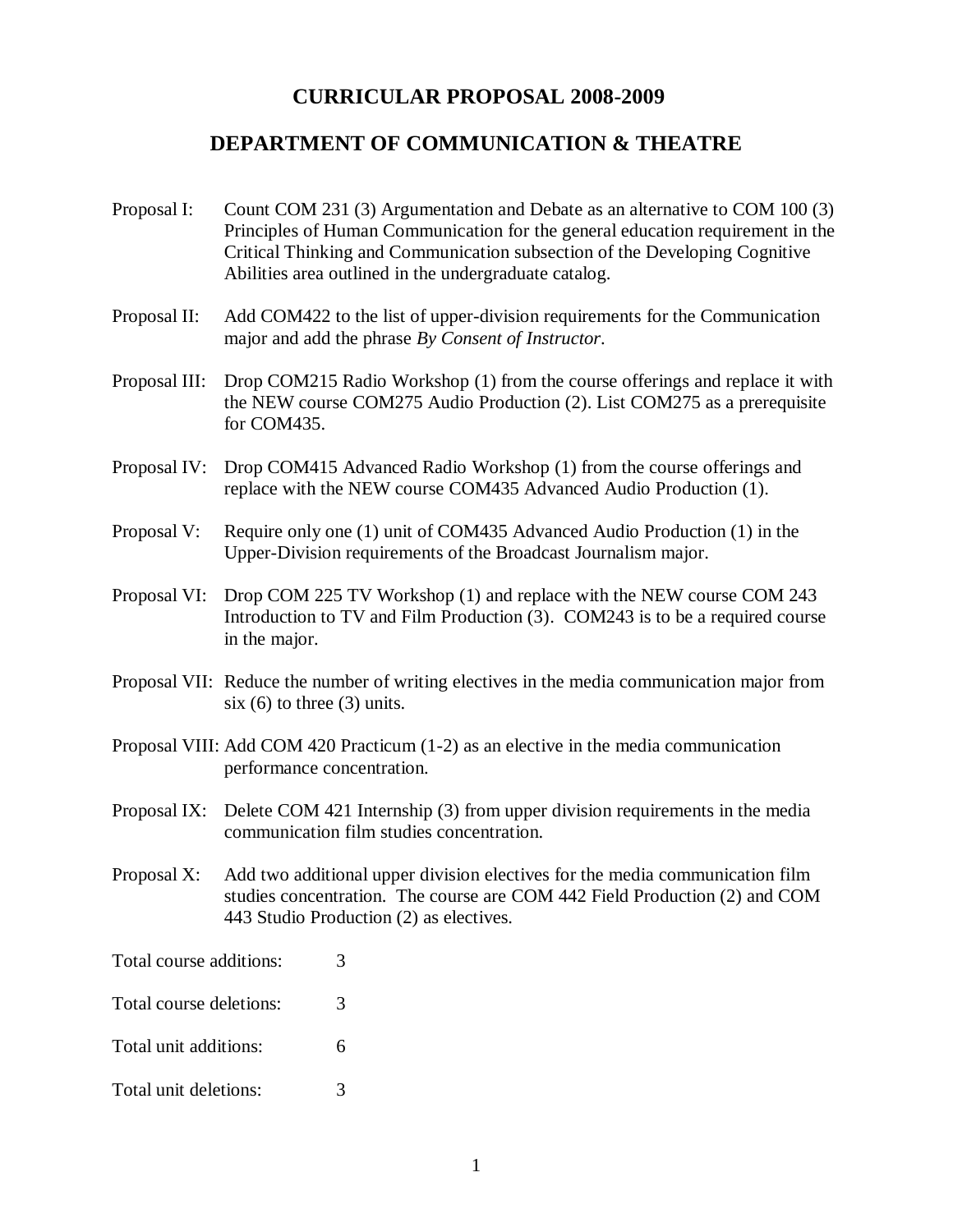# CURRICULAR PROPOSAL 2008-2009

## DEPARTMENT OF COMMUNICATION & THEATRE

Proposal I: Count COM 231 (3) Argumentation and Debate as an alternative to COM 100 (3) Principles of Human Communication for the general education requirement in the Critical Thinking and Communication subsection of the Developing Cognitive Abilities area outlined in the undergraduate catalog.

Proposal II: Add COM422 to the list of upper-division requirements for the Communication major and add the phrase *By Consent of Instructor*.

Proposal III: Drop COM215 Radio Workshop (1) from the course offerings and replace it with the NEW course COM275 Audio Production (2). List COM275 as a prerequisite for COM435.

Proposal IV: Drop COM415 Advanced Radio Workshop (1) from the course offerings and replace with the NEW course COM435 Advanced Audio Production (1).

Proposal V: Require only one (1) unit of COM435 Advanced Audio Production (1) in the Upper-Division requirements of the Broadcast Journalism major.

Proposal VI: Drop COM 225 TV Workshop (1) and replace with the NEW course COM 243 Introduction to TV and Film Production (3). COM243 is to be a required course in the major.

Proposal VII: Reduce the number of writing electives in the media communication major from six (6) to three (3) units.

Proposal VIII: Add COM 420 Practicum (1-2) as an elective in the media communication performance concentration.

Proposal IX: Delete COM 421 Internship (3) from upper division requirements in the media communication film studies concentration.

Proposal X: Add two additional upper division electives for the media communication film studies concentration. The course are COM 442 Field Production (2) and COM 443 Studio Production (2) as electives.

Total course additions: 3

Total course deletions: 3

Total unit additions: 6

Total unit deletions: 3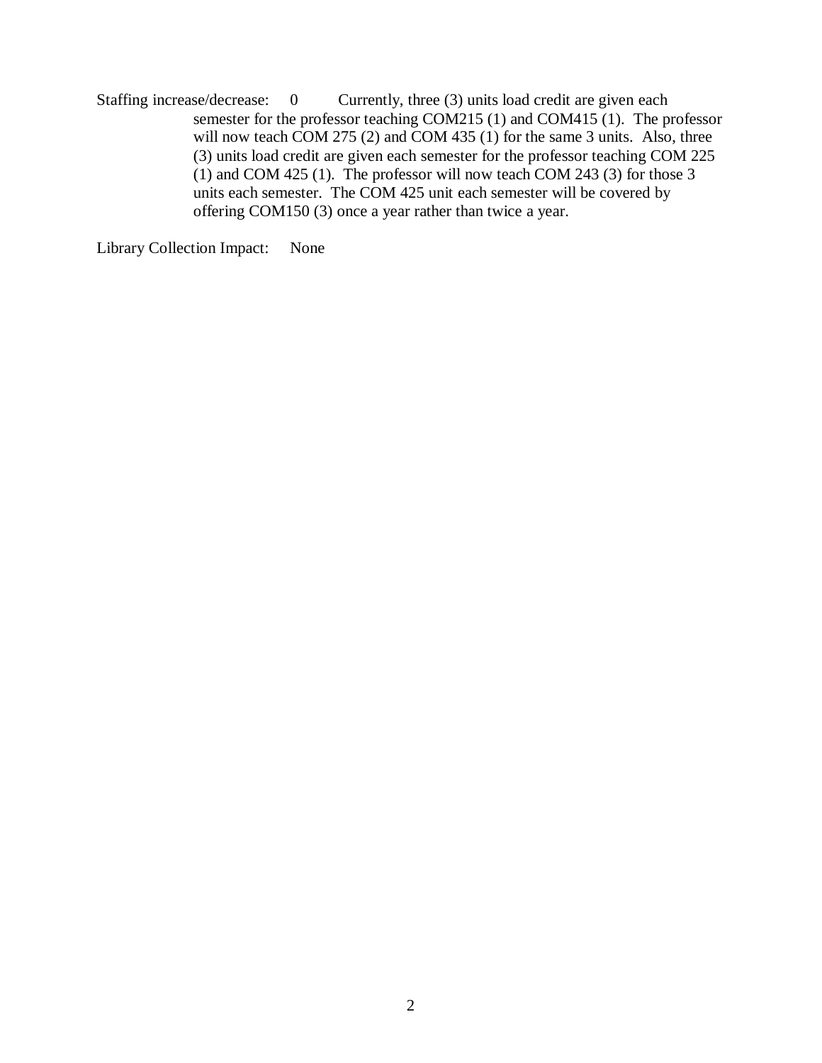Staffing increase/decrease: 0 Currently, three (3) units load credit are given each semester for the professor teaching COM215 (1) and COM415 (1). The professor will now teach COM 275 (2) and COM 435 (1) for the same 3 units. Also, three (3) units load credit are given each semester for the professor teaching COM 225 (1) and COM 425 (1). The professor will now teach COM 243 (3) for those 3 units each semester. The COM 425 unit each semester will be covered by offering COM150 (3) once a year rather than twice a year.

Library Collection Impact: None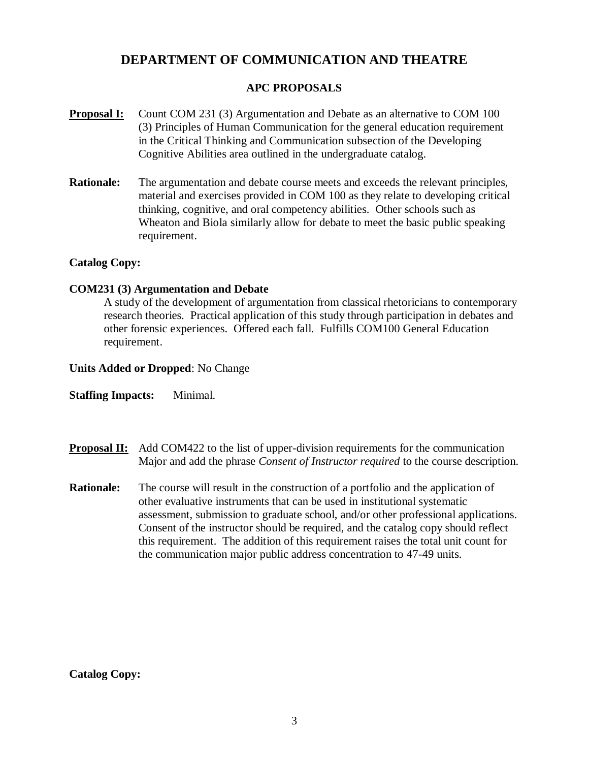# DEPARTMENT OF COMMUNICATION AND THEATRE

## APC PROPOSALS

**<u>Proposal I:</u>** Count COM 231 (3) Argumentation and Debate as an alternative to COM 100 (3) Principles of Human Communication for the general education requirement in the Critical Thinking and Communication subsection of the Developing Cognitive Abilities area outlined in the undergraduate catalog.

**Rationale:** The argumentation and debate course meets and exceeds the relevant principles, material and exercises provided in COM 100 as they relate to developing critical thinking, cognitive, and oral competency abilities. Other schools such as Wheaton and Biola similarly allow for debate to meet the basic public speaking requirement.

**Catalog Copy:**

**COM231 (3) Argumentation and Debate**

A study of the development of argumentation from classical rhetoricians to contemporary research theories. Practical application of this study through participation in debates and other forensic experiences. Offered each fall. Fulfills COM100 General Education requirement.

**Units Added or Dropped**: No Change

**Staffing Impacts:** Minimal.

**<u>Proposal II:</u>** Add COM422 to the list of upper-division requirements for the communication Major and add the phrase *Consent of Instructor required* to the course description.

**Rationale:** The course will result in the construction of a portfolio and the application of other evaluative instruments that can be used in institutional systematic assessment, submission to graduate school, and/or other professional applications. Consent of the instructor should be required, and the catalog copy should reflect this requirement. The addition of this requirement raises the total unit count for the communication major public address concentration to 47-49 units.

**Catalog Copy:**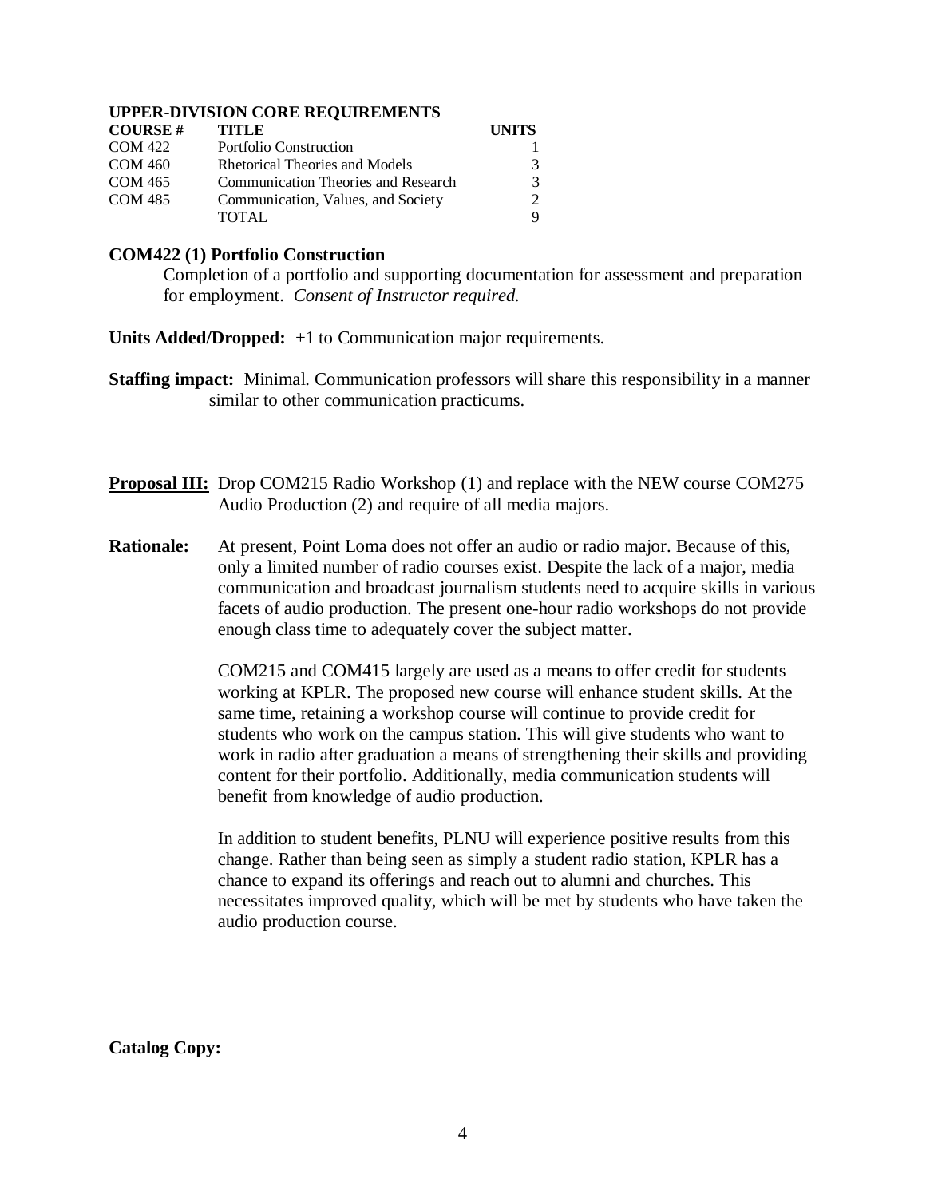**UPPER-DIVISION CORE REQUIREMENTS**

| COURSE # | TITLE | UNITS |
|---|---|---|
| COM 422 | Portfolio Construction | 1 |
| COM 460 | Rhetorical Theories and Models | 3 |
| COM 465 | Communication Theories and Research | 3 |
| COM 485 | Communication, Values, and Society | 2 |
| | TOTAL | 9 |

**COM422 (1) Portfolio Construction**

Completion of a portfolio and supporting documentation for assessment and preparation for employment. *Consent of Instructor required.*

**Units Added/Dropped:** +1 to Communication major requirements.

**Staffing impact:** Minimal. Communication professors will share this responsibility in a manner similar to other communication practicums.

**Proposal III:** Drop COM215 Radio Workshop (1) and replace with the NEW course COM275 Audio Production (2) and require of all media majors.

**Rationale:** At present, Point Loma does not offer an audio or radio major. Because of this, only a limited number of radio courses exist. Despite the lack of a major, media communication and broadcast journalism students need to acquire skills in various facets of audio production. The present one-hour radio workshops do not provide enough class time to adequately cover the subject matter.

COM215 and COM415 largely are used as a means to offer credit for students working at KPLR. The proposed new course will enhance student skills. At the same time, retaining a workshop course will continue to provide credit for students who work on the campus station. This will give students who want to work in radio after graduation a means of strengthening their skills and providing content for their portfolio. Additionally, media communication students will benefit from knowledge of audio production.

In addition to student benefits, PLNU will experience positive results from this change. Rather than being seen as simply a student radio station, KPLR has a chance to expand its offerings and reach out to alumni and churches. This necessitates improved quality, which will be met by students who have taken the audio production course.

**Catalog Copy:**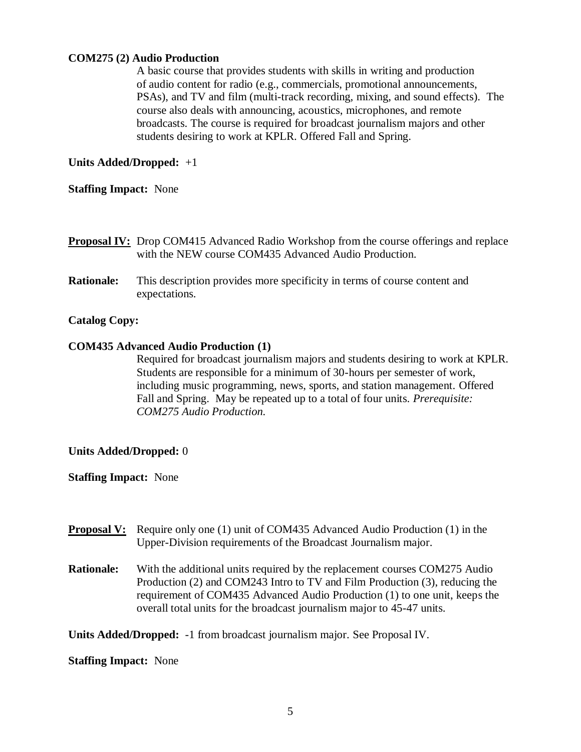**COM275 (2) Audio Production**

A basic course that provides students with skills in writing and production of audio content for radio (e.g., commercials, promotional announcements, PSAs), and TV and film (multi-track recording, mixing, and sound effects). The course also deals with announcing, acoustics, microphones, and remote broadcasts. The course is required for broadcast journalism majors and other students desiring to work at KPLR. Offered Fall and Spring.

**Units Added/Dropped:** +1

**Staffing Impact:** None

**Proposal IV:** Drop COM415 Advanced Radio Workshop from the course offerings and replace with the NEW course COM435 Advanced Audio Production.

**Rationale:** This description provides more specificity in terms of course content and expectations.

**Catalog Copy:**

**COM435 Advanced Audio Production (1)**

Required for broadcast journalism majors and students desiring to work at KPLR. Students are responsible for a minimum of 30-hours per semester of work, including music programming, news, sports, and station management. Offered Fall and Spring. May be repeated up to a total of four units. *Prerequisite: COM275 Audio Production.*

**Units Added/Dropped:** 0

**Staffing Impact:** None

**Proposal V:** Require only one (1) unit of COM435 Advanced Audio Production (1) in the Upper-Division requirements of the Broadcast Journalism major.

**Rationale:** With the additional units required by the replacement courses COM275 Audio Production (2) and COM243 Intro to TV and Film Production (3), reducing the requirement of COM435 Advanced Audio Production (1) to one unit, keeps the overall total units for the broadcast journalism major to 45-47 units.

**Units Added/Dropped:** -1 from broadcast journalism major. See Proposal IV.

**Staffing Impact:** None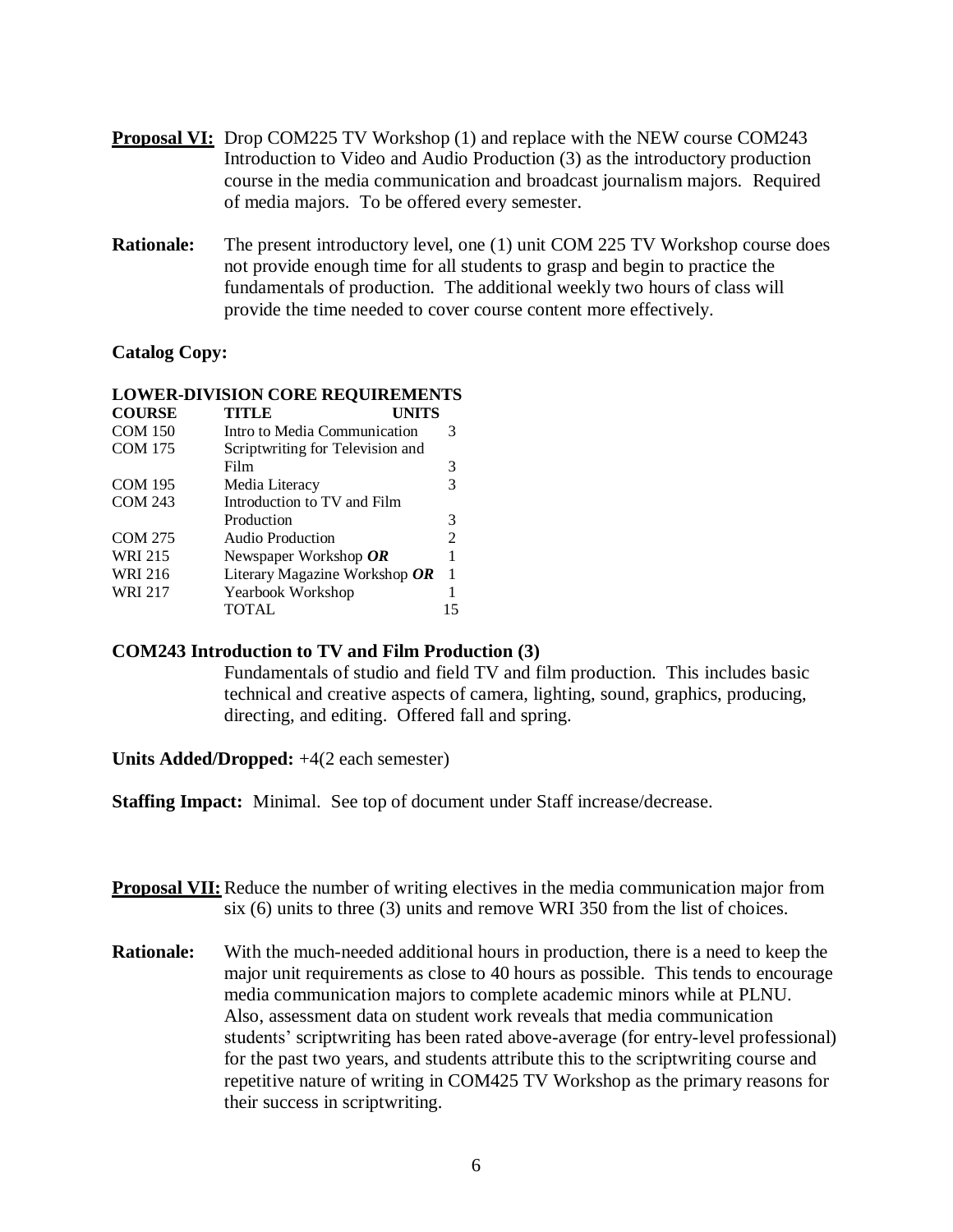**Proposal VI:** Drop COM225 TV Workshop (1) and replace with the NEW course COM243 Introduction to Video and Audio Production (3) as the introductory production course in the media communication and broadcast journalism majors. Required of media majors. To be offered every semester.

**Rationale:** The present introductory level, one (1) unit COM 225 TV Workshop course does not provide enough time for all students to grasp and begin to practice the fundamentals of production. The additional weekly two hours of class will provide the time needed to cover course content more effectively.

**Catalog Copy:**

**LOWER-DIVISION CORE REQUIREMENTS**

| COURSE | TITLE | UNITS |
|---|---|---|
| COM 150 | Intro to Media Communication | 3 |
| COM 175 | Scriptwriting for Television and Film | 3 |
| COM 195 | Media Literacy | 3 |
| COM 243 | Introduction to TV and Film Production | 3 |
| COM 275 | Audio Production | 2 |
| WRI 215 | Newspaper Workshop ***OR*** | 1 |
| WRI 216 | Literary Magazine Workshop ***OR*** | 1 |
| WRI 217 | Yearbook Workshop | 1 |
| | TOTAL | 15 |

**COM243 Introduction to TV and Film Production (3)**

Fundamentals of studio and field TV and film production. This includes basic technical and creative aspects of camera, lighting, sound, graphics, producing, directing, and editing. Offered fall and spring.

**Units Added/Dropped:** +4(2 each semester)

**Staffing Impact:** Minimal. See top of document under Staff increase/decrease.

**Proposal VII:** Reduce the number of writing electives in the media communication major from six (6) units to three (3) units and remove WRI 350 from the list of choices.

**Rationale:** With the much-needed additional hours in production, there is a need to keep the major unit requirements as close to 40 hours as possible. This tends to encourage media communication majors to complete academic minors while at PLNU. Also, assessment data on student work reveals that media communication students' scriptwriting has been rated above-average (for entry-level professional) for the past two years, and students attribute this to the scriptwriting course and repetitive nature of writing in COM425 TV Workshop as the primary reasons for their success in scriptwriting.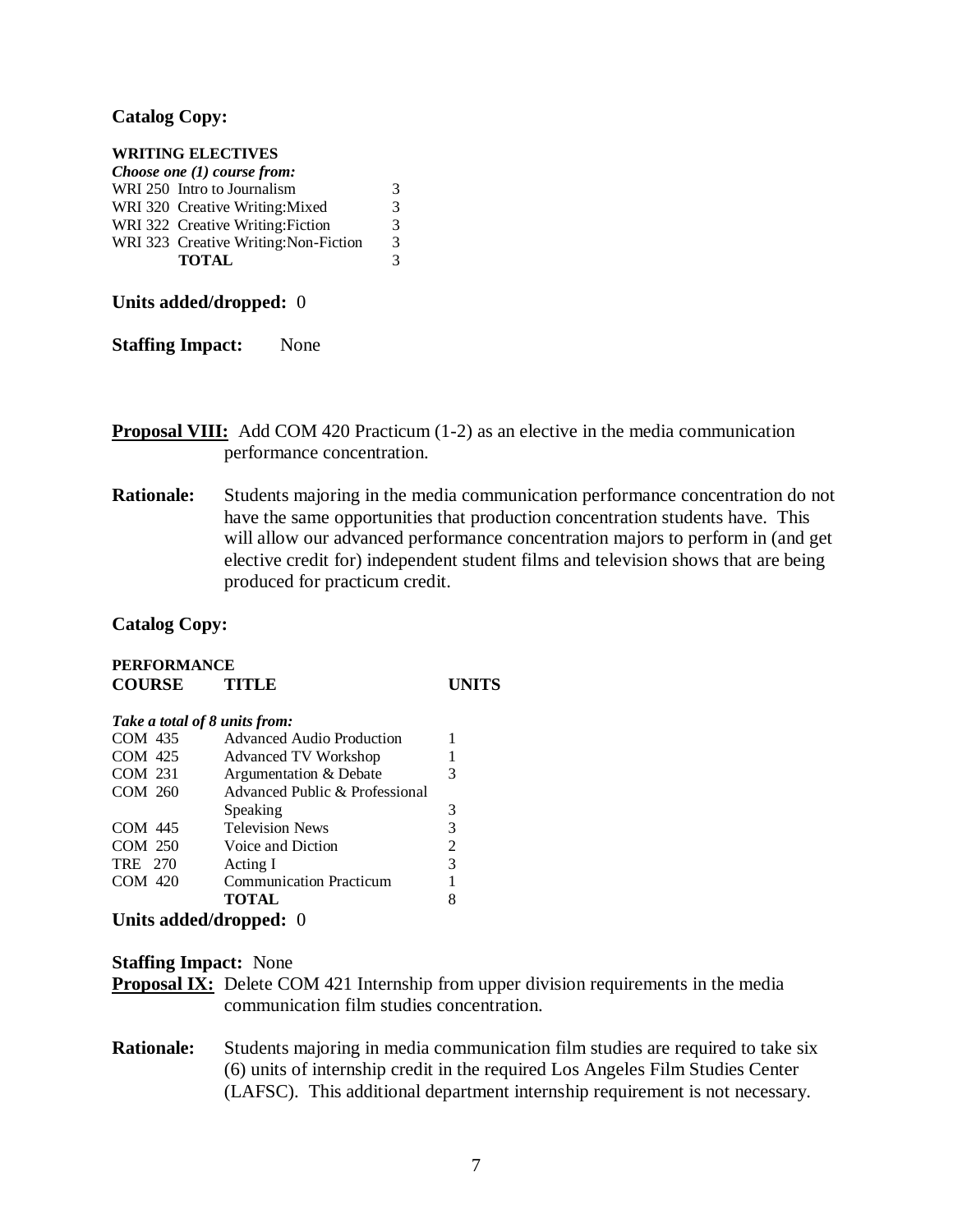**Catalog Copy:**

**WRITING ELECTIVES**

***Choose one (1) course from:***

| | | |
|---|---|---|
| WRI 250 | Intro to Journalism | 3 |
| WRI 320 | Creative Writing:Mixed | 3 |
| WRI 322 | Creative Writing:Fiction | 3 |
| WRI 323 | Creative Writing:Non-Fiction | 3 |
| | **TOTAL** | 3 |

**Units added/dropped:** 0

**Staffing Impact:** None

**Proposal VIII:** Add COM 420 Practicum (1-2) as an elective in the media communication performance concentration.

**Rationale:** Students majoring in the media communication performance concentration do not have the same opportunities that production concentration students have. This will allow our advanced performance concentration majors to perform in (and get elective credit for) independent student films and television shows that are being produced for practicum credit.

**Catalog Copy:**

**PERFORMANCE**

| COURSE | TITLE | UNITS |
|---|---|---|
| ***Take a total of 8 units from:*** | | |
| COM 435 | Advanced Audio Production | 1 |
| COM 425 | Advanced TV Workshop | 1 |
| COM 231 | Argumentation & Debate | 3 |
| COM 260 | Advanced Public & Professional Speaking | 3 |
| COM 445 | Television News | 3 |
| COM 250 | Voice and Diction | 2 |
| TRE 270 | Acting I | 3 |
| COM 420 | Communication Practicum | 1 |
| | **TOTAL** | 8 |

**Units added/dropped:** 0

**Staffing Impact:** None

**Proposal IX:** Delete COM 421 Internship from upper division requirements in the media communication film studies concentration.

**Rationale:** Students majoring in media communication film studies are required to take six (6) units of internship credit in the required Los Angeles Film Studies Center (LAFSC). This additional department internship requirement is not necessary.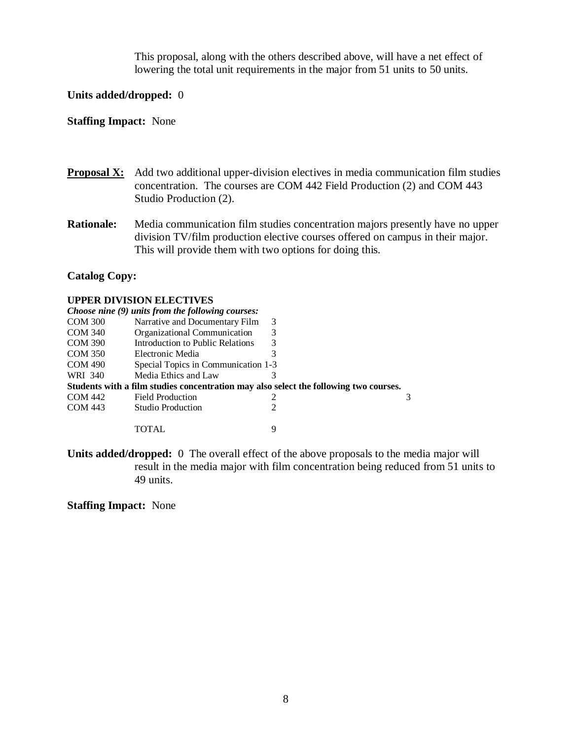This proposal, along with the others described above, will have a net effect of lowering the total unit requirements in the major from 51 units to 50 units.

**Units added/dropped:** 0

**Staffing Impact:** None

**Proposal X:** Add two additional upper-division electives in media communication film studies concentration. The courses are COM 442 Field Production (2) and COM 443 Studio Production (2).

**Rationale:** Media communication film studies concentration majors presently have no upper division TV/film production elective courses offered on campus in their major. This will provide them with two options for doing this.

**Catalog Copy:**

**UPPER DIVISION ELECTIVES**

***Choose nine (9) units from the following courses:***

| | | | |
|---|---|---|---|
| COM 300 | Narrative and Documentary Film | 3 | |
| COM 340 | Organizational Communication | 3 | |
| COM 390 | Introduction to Public Relations | 3 | |
| COM 350 | Electronic Media | 3 | |
| COM 490 | Special Topics in Communication | 1-3 | |
| WRI 340 | Media Ethics and Law | 3 | |
| **Students with a film studies concentration may also select the following two courses.** | | | |
| COM 442 | Field Production | 2 | 3 |
| COM 443 | Studio Production | 2 | |
| | TOTAL | 9 | |

**Units added/dropped:** 0 The overall effect of the above proposals to the media major will result in the media major with film concentration being reduced from 51 units to 49 units.

**Staffing Impact:** None